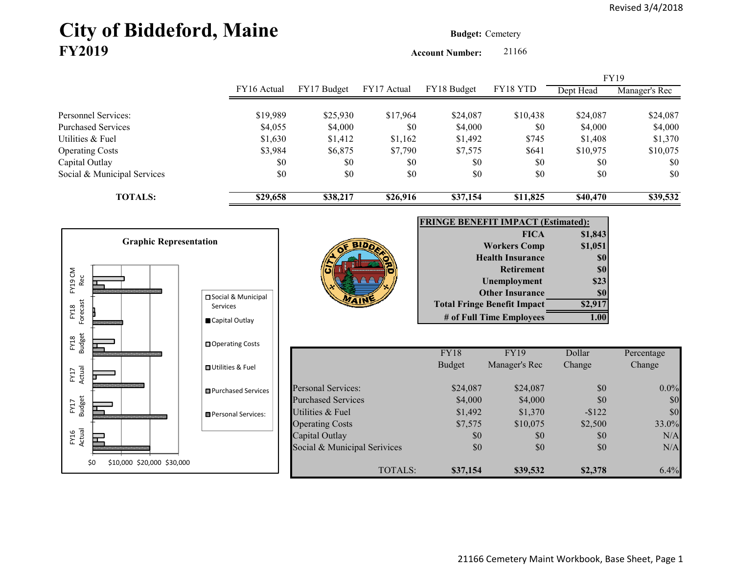Revised 3/4/2018

# City of Biddeford, Maine
## FY2019

**Budget:** Cemetery

**Account Number:** 21166

| | FY16 Actual | FY17 Budget | FY17 Actual | FY18 Budget | FY18 YTD | FY19 Dept Head | FY19 Manager's Rec |
|---|---|---|---|---|---|---|---|
| Personnel Services: | $19,989 | $25,930 | $17,964 | $24,087 | $10,438 | $24,087 | $24,087 |
| Purchased Services | $4,055 | $4,000 | $0 | $4,000 | $0 | $4,000 | $4,000 |
| Utilities & Fuel | $1,630 | $1,412 | $1,162 | $1,492 | $745 | $1,408 | $1,370 |
| Operating Costs | $3,984 | $6,875 | $7,790 | $7,575 | $641 | $10,975 | $10,075 |
| Capital Outlay | $0 | $0 | $0 | $0 | $0 | $0 | $0 |
| Social & Municipal Services | $0 | $0 | $0 | $0 | $0 | $0 | $0 |
| **TOTALS:** | **$29,658** | **$38,217** | **$26,916** | **$37,154** | **$11,825** | **$40,470** | **$39,532** |

**Graphic Representation**

Categories: FY16 Actual, FY17 Budget, FY17 Actual, FY18 Budget, FY18 Forecast, FY19 CM Rec

Legend: Social & Municipal Services; Capital Outlay; Operating Costs; Utilities & Fuel; Purchased Services; Personal Services:

Axis: $0, $10,000, $20,000, $30,000

| FRINGE BENEFIT IMPACT (Estimated): | |
|---|---|
| FICA | $1,843 |
| Workers Comp | $1,051 |
| Health Insurance | $0 |
| Retirement | $0 |
| Unemployment | $23 |
| Other Insurance | $0 |
| **Total Fringe Benefit Impact** | **$2,917** |
| **# of Full Time Employees** | **1.00** |

| | FY18 Budget | FY19 Manager's Rec | Dollar Change | Percentage Change |
|---|---|---|---|---|
| Personal Services: | $24,087 | $24,087 | $0 | 0.0% |
| Purchased Services | $4,000 | $4,000 | $0 | $0 |
| Utilities & Fuel | $1,492 | $1,370 | -$122 | $0 |
| Operating Costs | $7,575 | $10,075 | $2,500 | 33.0% |
| Capital Outlay | $0 | $0 | $0 | N/A |
| Social & Municipal Serivices | $0 | $0 | $0 | N/A |
| TOTALS: | **$37,154** | **$39,532** | **$2,378** | 6.4% |

21166 Cemetery Maint Workbook, Base Sheet, Page 1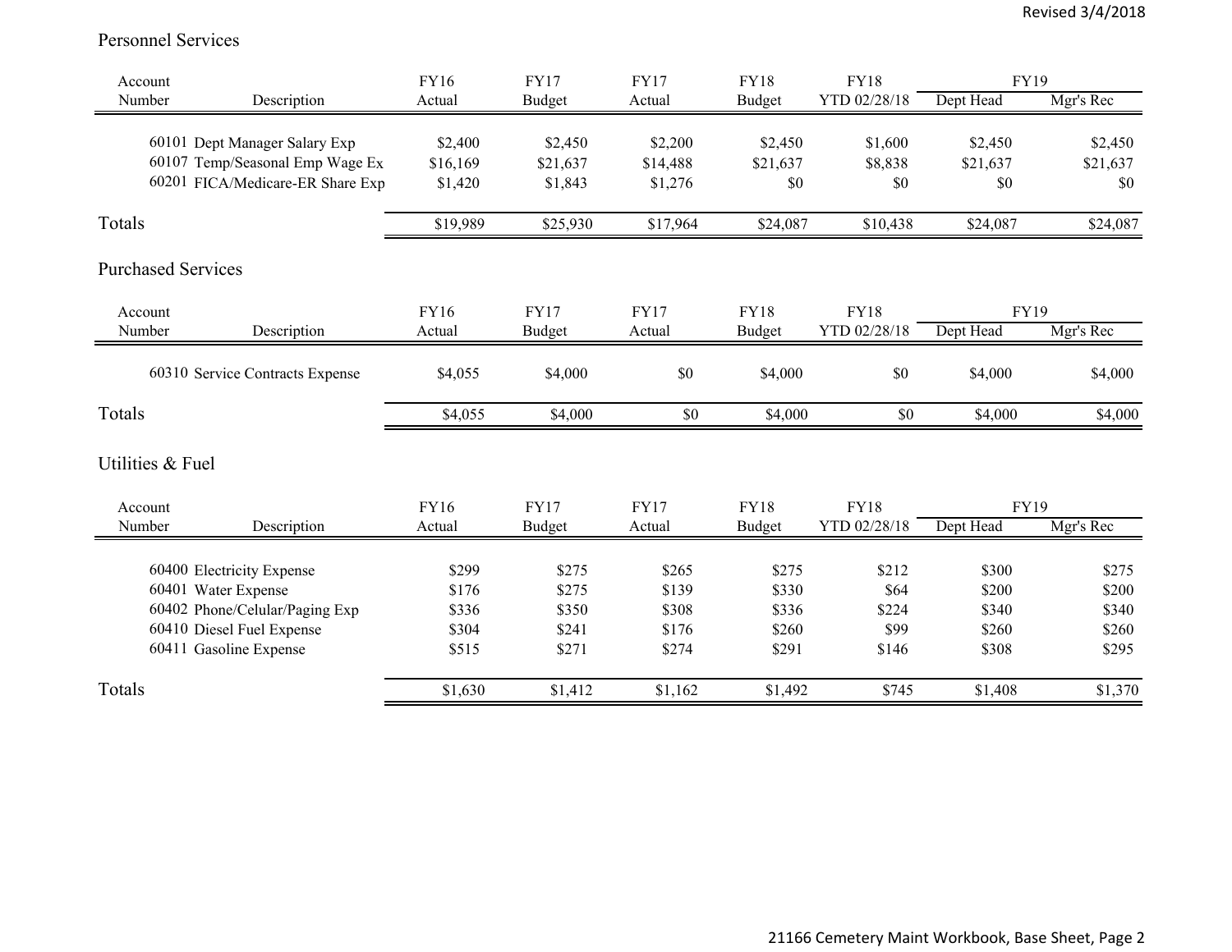Revised 3/4/2018

## Personnel Services

| Account Number | Description | FY16 Actual | FY17 Budget | FY17 Actual | FY18 Budget | FY18 YTD 02/28/18 | FY19 Dept Head | FY19 Mgr's Rec |
|---|---|---|---|---|---|---|---|---|
| 60101 | Dept Manager Salary Exp | $2,400 | $2,450 | $2,200 | $2,450 | $1,600 | $2,450 | $2,450 |
| 60107 | Temp/Seasonal Emp Wage Ex | $16,169 | $21,637 | $14,488 | $21,637 | $8,838 | $21,637 | $21,637 |
| 60201 | FICA/Medicare-ER Share Exp | $1,420 | $1,843 | $1,276 | $0 | $0 | $0 | $0 |
| Totals | | $19,989 | $25,930 | $17,964 | $24,087 | $10,438 | $24,087 | $24,087 |

## Purchased Services

| Account Number | Description | FY16 Actual | FY17 Budget | FY17 Actual | FY18 Budget | FY18 YTD 02/28/18 | FY19 Dept Head | FY19 Mgr's Rec |
|---|---|---|---|---|---|---|---|---|
| 60310 | Service Contracts Expense | $4,055 | $4,000 | $0 | $4,000 | $0 | $4,000 | $4,000 |
| Totals | | $4,055 | $4,000 | $0 | $4,000 | $0 | $4,000 | $4,000 |

## Utilities & Fuel

| Account Number | Description | FY16 Actual | FY17 Budget | FY17 Actual | FY18 Budget | FY18 YTD 02/28/18 | FY19 Dept Head | FY19 Mgr's Rec |
|---|---|---|---|---|---|---|---|---|
| 60400 | Electricity Expense | $299 | $275 | $265 | $275 | $212 | $300 | $275 |
| 60401 | Water Expense | $176 | $275 | $139 | $330 | $64 | $200 | $200 |
| 60402 | Phone/Celular/Paging Exp | $336 | $350 | $308 | $336 | $224 | $340 | $340 |
| 60410 | Diesel Fuel Expense | $304 | $241 | $176 | $260 | $99 | $260 | $260 |
| 60411 | Gasoline Expense | $515 | $271 | $274 | $291 | $146 | $308 | $295 |
| Totals | | $1,630 | $1,412 | $1,162 | $1,492 | $745 | $1,408 | $1,370 |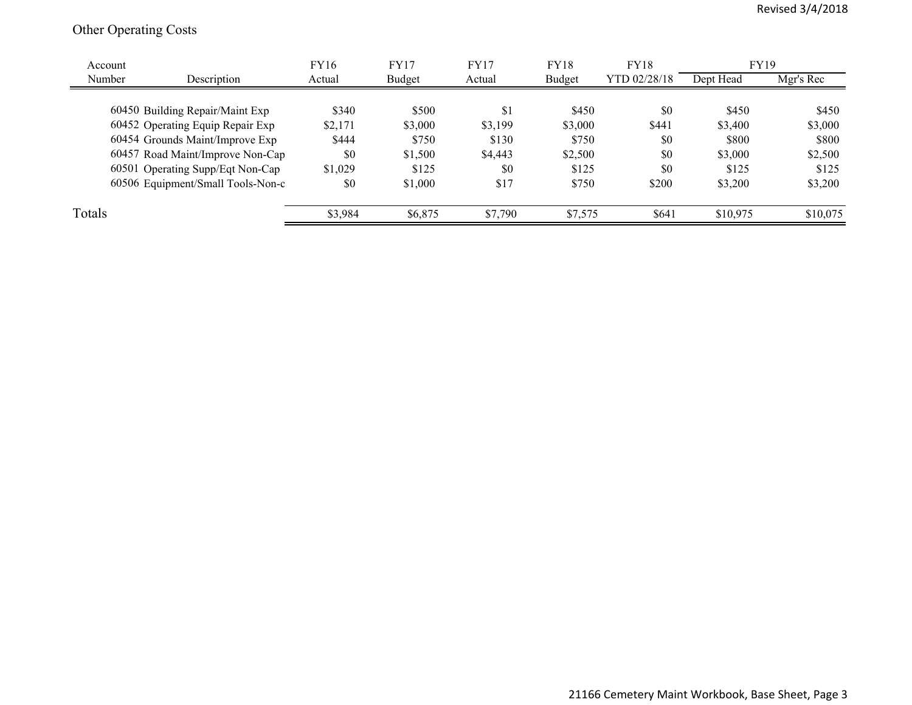## Other Operating Costs

| Account Number | Description | FY16 Actual | FY17 Budget | FY17 Actual | FY18 Budget | FY18 YTD 02/28/18 | FY19 Dept Head | FY19 Mgr's Rec |
|---|---|---|---|---|---|---|---|---|
| 60450 | Building Repair/Maint Exp | $340 | $500 | $1 | $450 | $0 | $450 | $450 |
| 60452 | Operating Equip Repair Exp | $2,171 | $3,000 | $3,199 | $3,000 | $441 | $3,400 | $3,000 |
| 60454 | Grounds Maint/Improve Exp | $444 | $750 | $130 | $750 | $0 | $800 | $800 |
| 60457 | Road Maint/Improve Non-Cap | $0 | $1,500 | $4,443 | $2,500 | $0 | $3,000 | $2,500 |
| 60501 | Operating Supp/Eqt Non-Cap | $1,029 | $125 | $0 | $125 | $0 | $125 | $125 |
| 60506 | Equipment/Small Tools-Non-c | $0 | $1,000 | $17 | $750 | $200 | $3,200 | $3,200 |
| Totals | | $3,984 | $6,875 | $7,790 | $7,575 | $641 | $10,975 | $10,075 |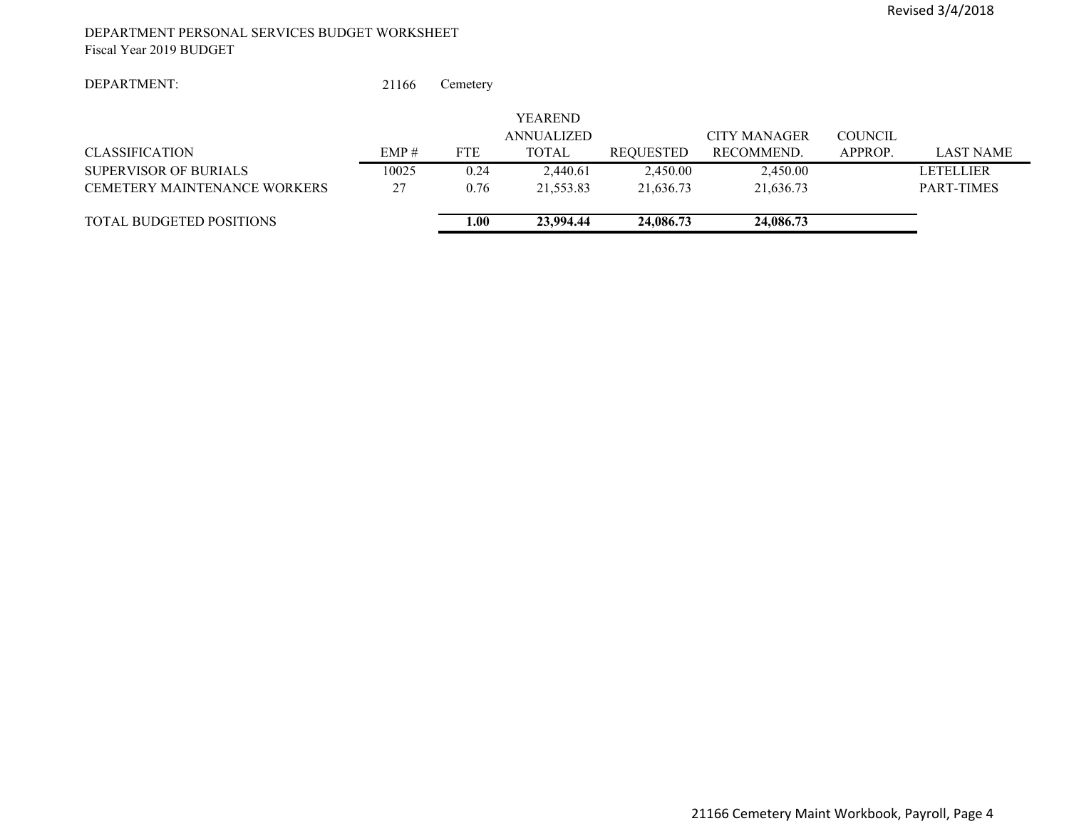DEPARTMENT PERSONAL SERVICES BUDGET WORKSHEET
Fiscal Year 2019 BUDGET

DEPARTMENT: 21166 Cemetery

| CLASSIFICATION | EMP # | FTE | YEAREND ANNUALIZED TOTAL | REQUESTED | CITY MANAGER RECOMMEND. | COUNCIL APPROP. | LAST NAME |
|---|---|---|---|---|---|---|---|
| SUPERVISOR OF BURIALS | 10025 | 0.24 | 2,440.61 | 2,450.00 | 2,450.00 | | LETELLIER |
| CEMETERY MAINTENANCE WORKERS | 27 | 0.76 | 21,553.83 | 21,636.73 | 21,636.73 | | PART-TIMES |
| TOTAL BUDGETED POSITIONS | | **1.00** | **23,994.44** | **24,086.73** | **24,086.73** | | |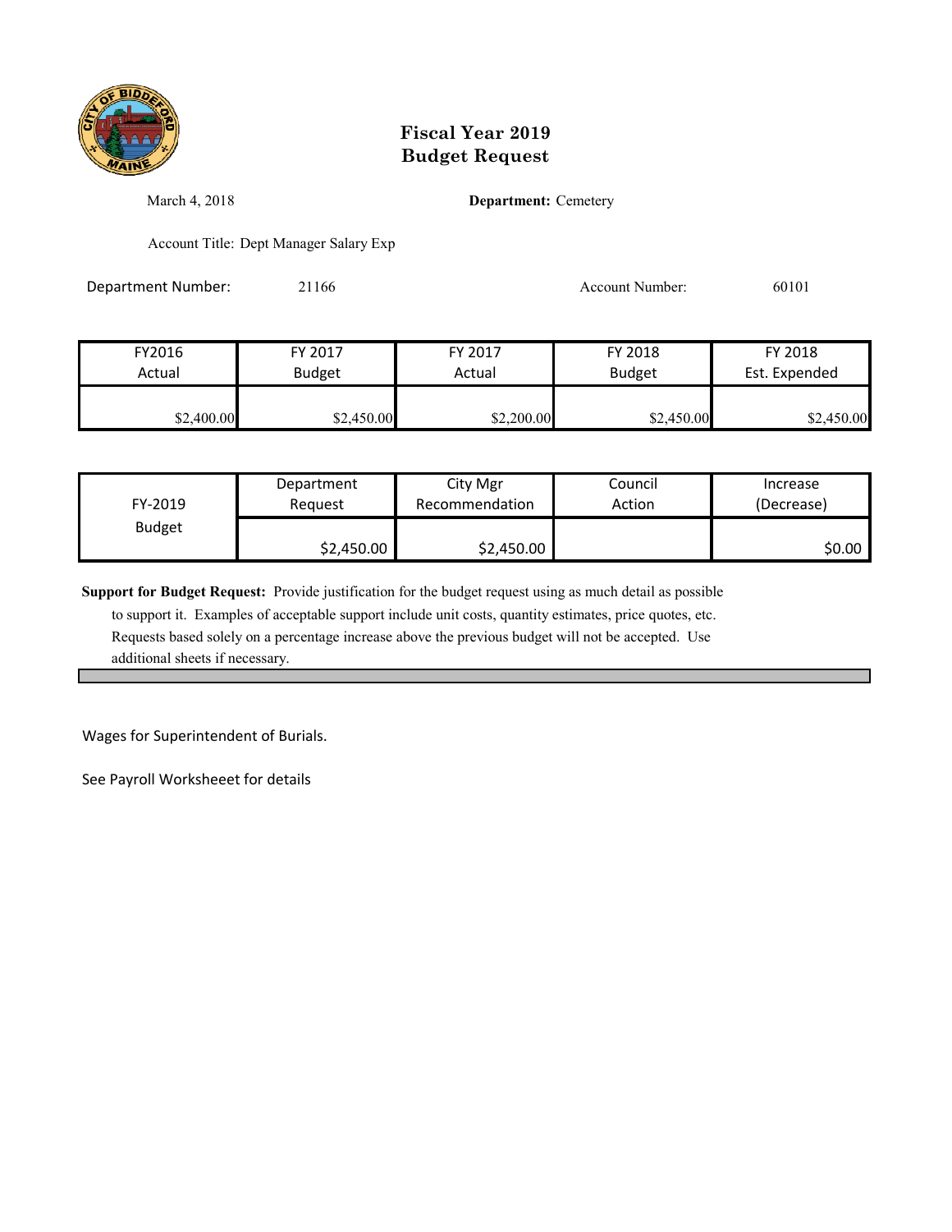# Fiscal Year 2019
# Budget Request

March 4, 2018

**Department:** Cemetery

Account Title: Dept Manager Salary Exp

Department Number: 21166

Account Number: 60101

| FY2016 Actual | FY 2017 Budget | FY 2017 Actual | FY 2018 Budget | FY 2018 Est. Expended |
|---|---|---|---|---|
| $2,400.00 | $2,450.00 | $2,200.00 | $2,450.00 | $2,450.00 |

| FY-2019 Budget | Department Request | City Mgr Recommendation | Council Action | Increase (Decrease) |
|---|---|---|---|---|
| | $2,450.00 | $2,450.00 | | $0.00 |

**Support for Budget Request:** Provide justification for the budget request using as much detail as possible to support it. Examples of acceptable support include unit costs, quantity estimates, price quotes, etc. Requests based solely on a percentage increase above the previous budget will not be accepted. Use additional sheets if necessary.

Wages for Superintendent of Burials.

See Payroll Worksheeet for details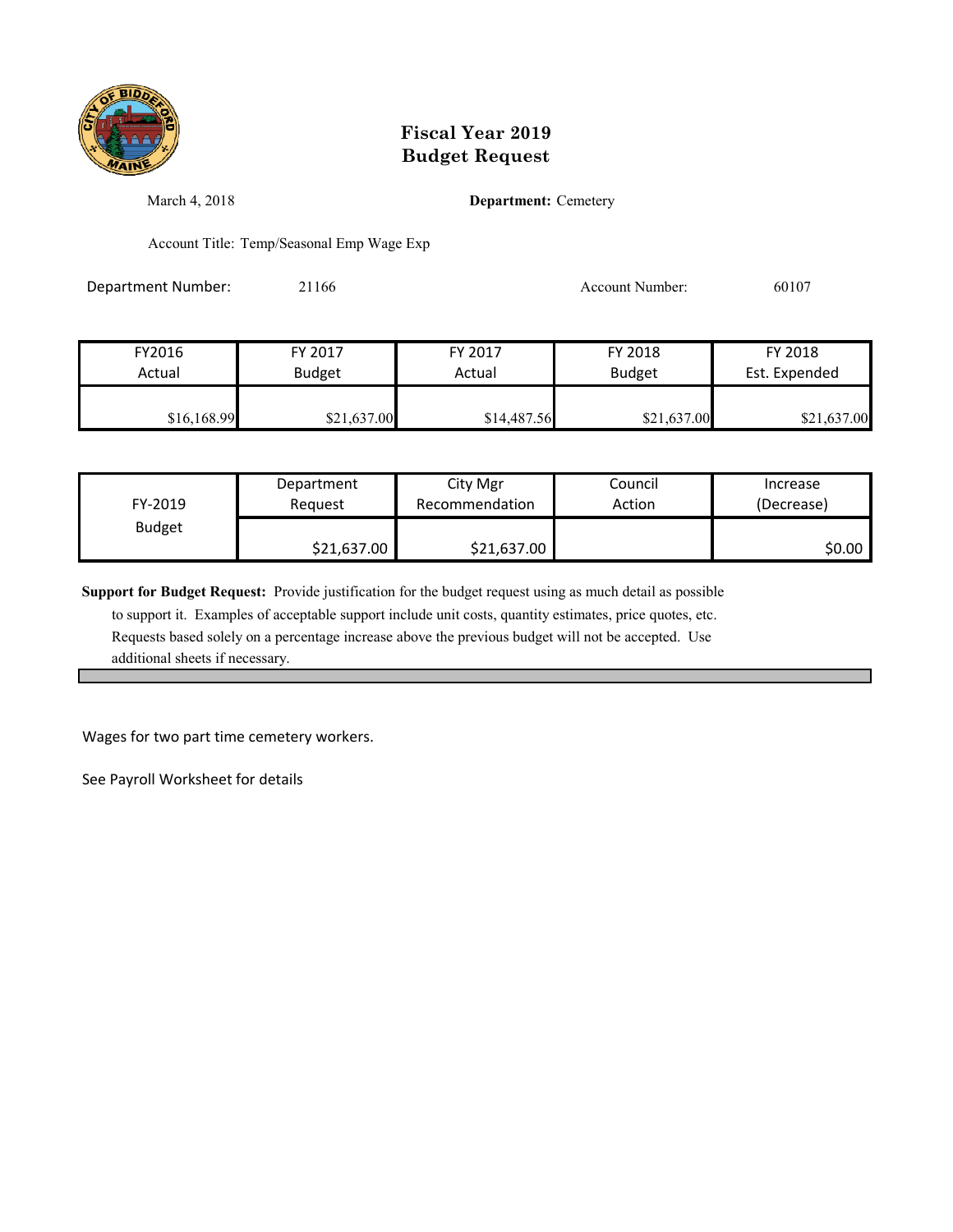# Fiscal Year 2019
# Budget Request

March 4, 2018

**Department:** Cemetery

Account Title: Temp/Seasonal Emp Wage Exp

Department Number: 21166

Account Number: 60107

| FY2016 Actual | FY 2017 Budget | FY 2017 Actual | FY 2018 Budget | FY 2018 Est. Expended |
|---|---|---|---|---|
| $16,168.99 | $21,637.00 | $14,487.56 | $21,637.00 | $21,637.00 |

| FY-2019 Budget | Department Request | City Mgr Recommendation | Council Action | Increase (Decrease) |
|---|---|---|---|---|
| | $21,637.00 | $21,637.00 | | $0.00 |

**Support for Budget Request:** Provide justification for the budget request using as much detail as possible to support it. Examples of acceptable support include unit costs, quantity estimates, price quotes, etc. Requests based solely on a percentage increase above the previous budget will not be accepted. Use additional sheets if necessary.

Wages for two part time cemetery workers.

See Payroll Worksheet for details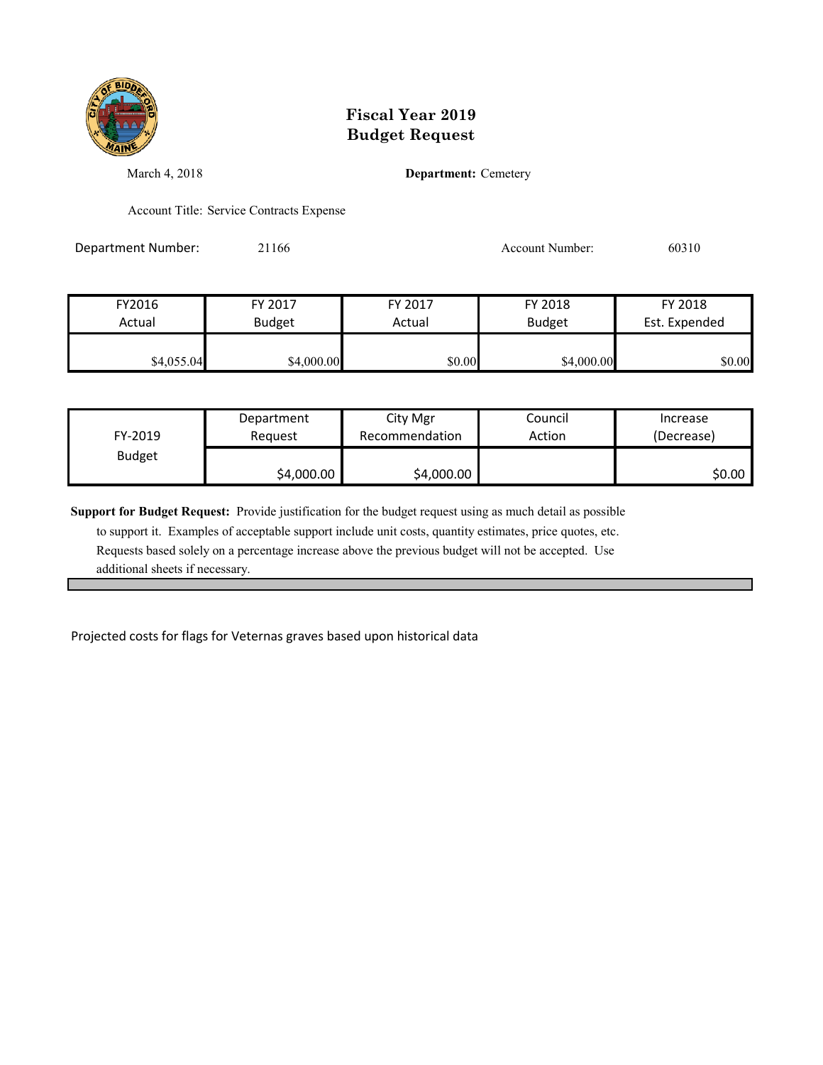# Fiscal Year 2019
# Budget Request

March 4, 2018

**Department:** Cemetery

Account Title: Service Contracts Expense

Department Number: 21166

Account Number: 60310

| FY2016 Actual | FY 2017 Budget | FY 2017 Actual | FY 2018 Budget | FY 2018 Est. Expended |
|---|---|---|---|---|
| $4,055.04 | $4,000.00 | $0.00 | $4,000.00 | $0.00 |

| FY-2019 Budget | Department Request | City Mgr Recommendation | Council Action | Increase (Decrease) |
|---|---|---|---|---|
| | $4,000.00 | $4,000.00 | | $0.00 |

**Support for Budget Request:** Provide justification for the budget request using as much detail as possible to support it. Examples of acceptable support include unit costs, quantity estimates, price quotes, etc. Requests based solely on a percentage increase above the previous budget will not be accepted. Use additional sheets if necessary.

Projected costs for flags for Veternas graves based upon historical data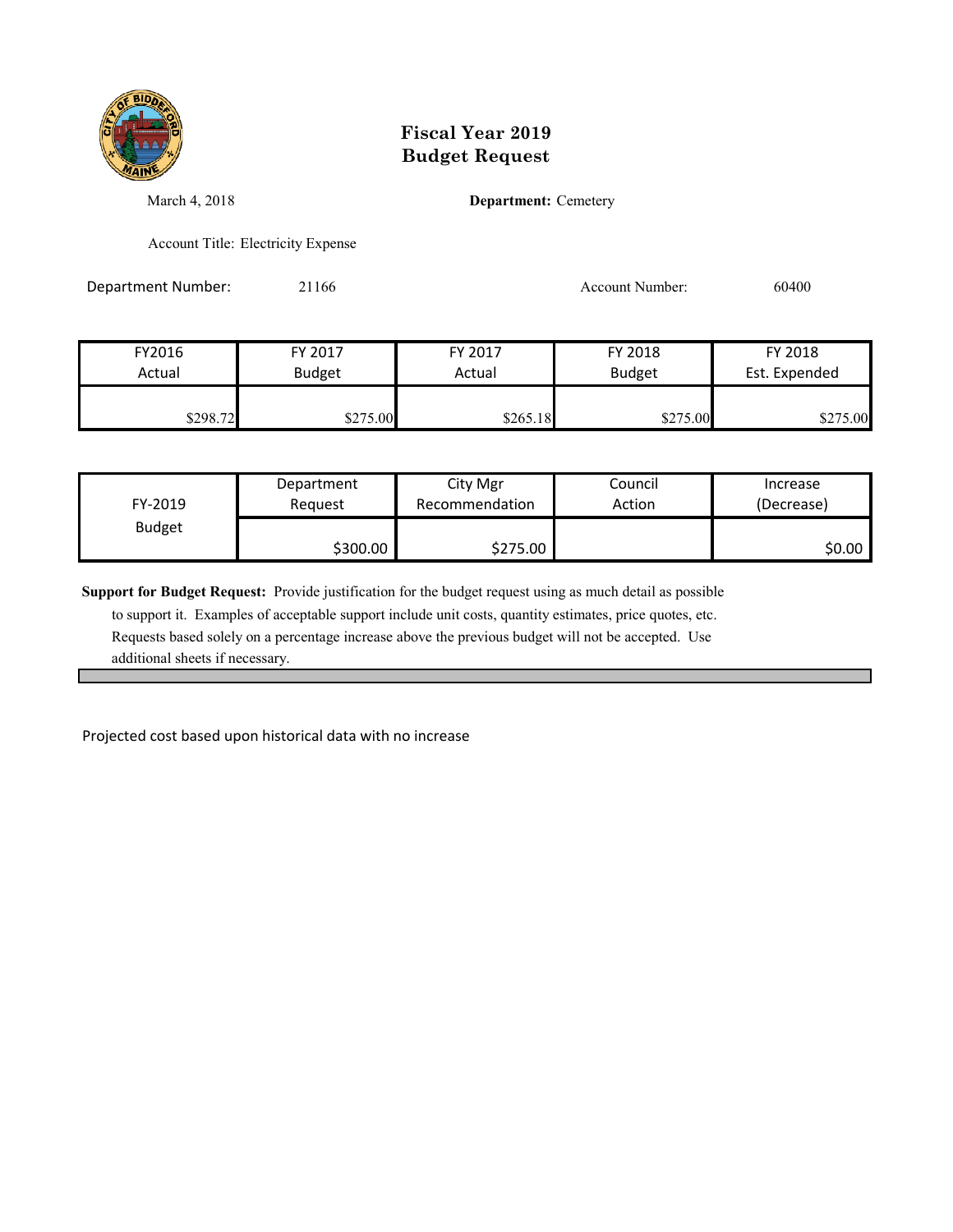# Fiscal Year 2019
# Budget Request

March 4, 2018

**Department:** Cemetery

Account Title: Electricity Expense

Department Number: 21166

Account Number: 60400

| FY2016 Actual | FY 2017 Budget | FY 2017 Actual | FY 2018 Budget | FY 2018 Est. Expended |
|---|---|---|---|---|
| $298.72 | $275.00 | $265.18 | $275.00 | $275.00 |

| FY-2019 Budget | Department Request | City Mgr Recommendation | Council Action | Increase (Decrease) |
|---|---|---|---|---|
| | $300.00 | $275.00 | | $0.00 |

**Support for Budget Request:** Provide justification for the budget request using as much detail as possible to support it. Examples of acceptable support include unit costs, quantity estimates, price quotes, etc. Requests based solely on a percentage increase above the previous budget will not be accepted. Use additional sheets if necessary.

Projected cost based upon historical data with no increase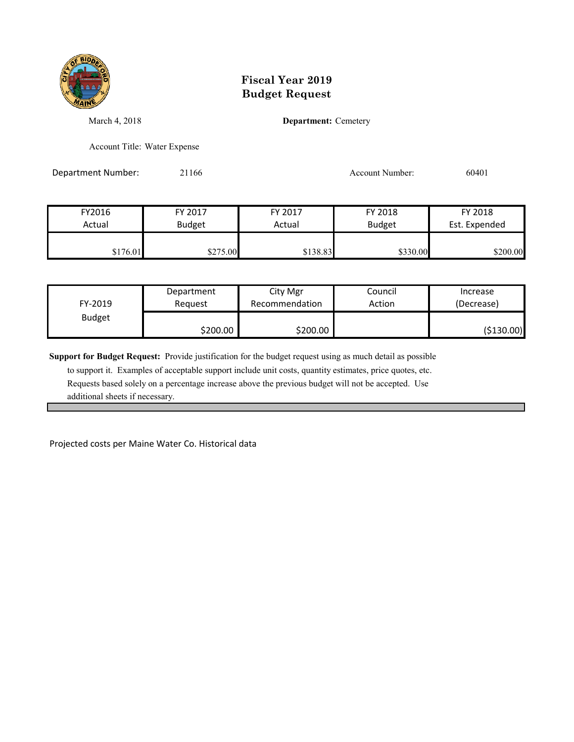# Fiscal Year 2019
# Budget Request

March 4, 2018

**Department:** Cemetery

Account Title: Water Expense

Department Number: 21166

Account Number: 60401

| FY2016 Actual | FY 2017 Budget | FY 2017 Actual | FY 2018 Budget | FY 2018 Est. Expended |
|---|---|---|---|---|
| $176.01 | $275.00 | $138.83 | $330.00 | $200.00 |

| FY-2019 Budget | Department Request | City Mgr Recommendation | Council Action | Increase (Decrease) |
|---|---|---|---|---|
| | $200.00 | $200.00 | | ($130.00) |

**Support for Budget Request:** Provide justification for the budget request using as much detail as possible to support it. Examples of acceptable support include unit costs, quantity estimates, price quotes, etc. Requests based solely on a percentage increase above the previous budget will not be accepted. Use additional sheets if necessary.

Projected costs per Maine Water Co. Historical data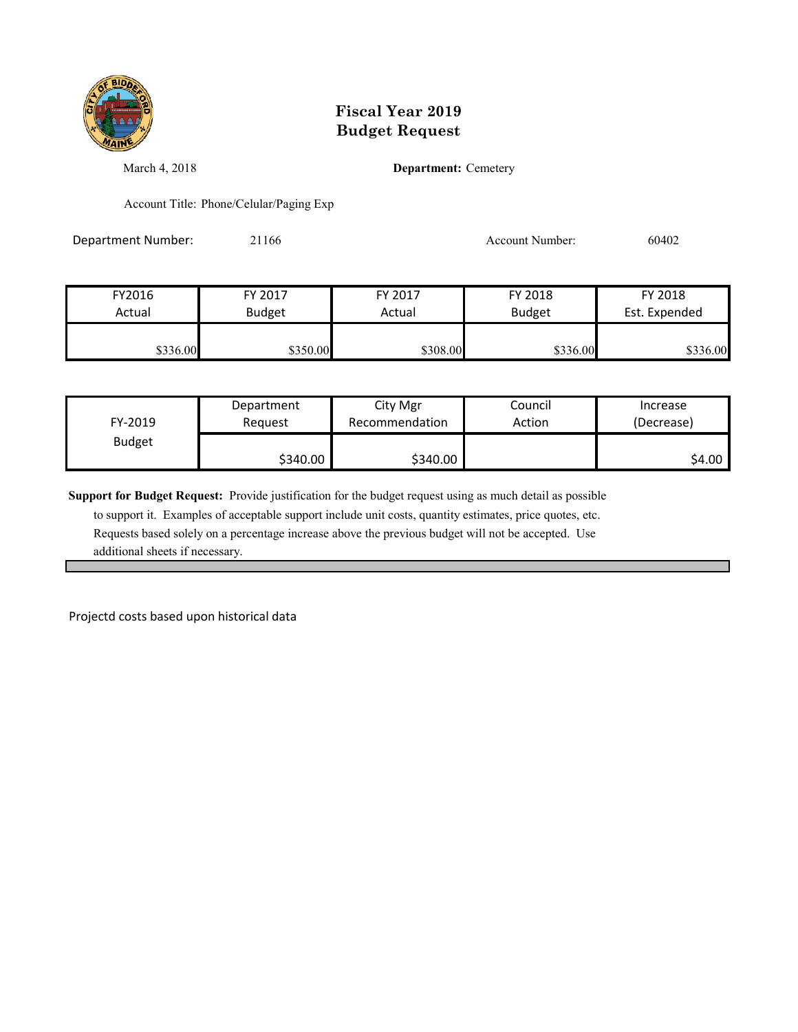# Fiscal Year 2019
# Budget Request

March 4, 2018

**Department:** Cemetery

Account Title: Phone/Celular/Paging Exp

Department Number: 21166

Account Number: 60402

| FY2016 Actual | FY 2017 Budget | FY 2017 Actual | FY 2018 Budget | FY 2018 Est. Expended |
|---|---|---|---|---|
| $336.00 | $350.00 | $308.00 | $336.00 | $336.00 |

| FY-2019 Budget | Department Request | City Mgr Recommendation | Council Action | Increase (Decrease) |
|---|---|---|---|---|
| | $340.00 | $340.00 | | $4.00 |

**Support for Budget Request:** Provide justification for the budget request using as much detail as possible to support it. Examples of acceptable support include unit costs, quantity estimates, price quotes, etc. Requests based solely on a percentage increase above the previous budget will not be accepted. Use additional sheets if necessary.

Projectd costs based upon historical data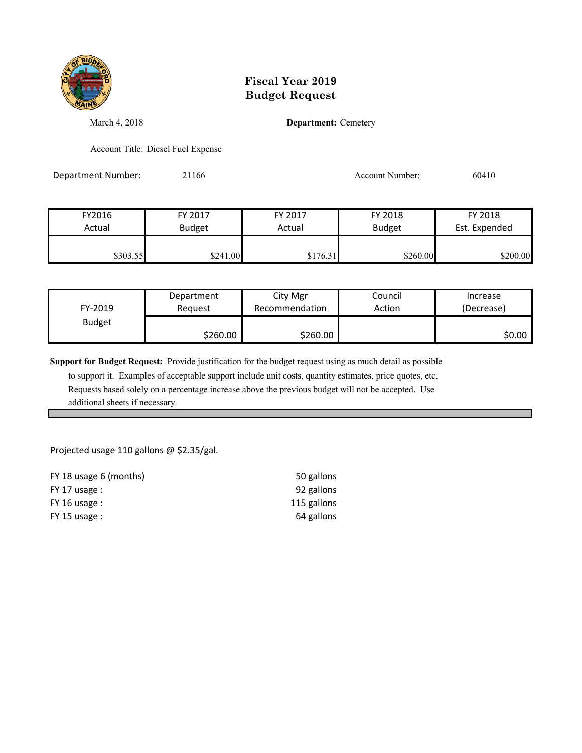# Fiscal Year 2019
# Budget Request

March 4, 2018

**Department:** Cemetery

Account Title: Diesel Fuel Expense

Department Number: 21166

Account Number: 60410

| FY2016 Actual | FY 2017 Budget | FY 2017 Actual | FY 2018 Budget | FY 2018 Est. Expended |
|---|---|---|---|---|
| $303.55 | $241.00 | $176.31 | $260.00 | $200.00 |

| FY-2019 Budget | Department Request | City Mgr Recommendation | Council Action | Increase (Decrease) |
|---|---|---|---|---|
| | $260.00 | $260.00 | | $0.00 |

**Support for Budget Request:** Provide justification for the budget request using as much detail as possible to support it. Examples of acceptable support include unit costs, quantity estimates, price quotes, etc. Requests based solely on a percentage increase above the previous budget will not be accepted. Use additional sheets if necessary.

Projected usage 110 gallons @ $2.35/gal.

| | |
|---|---|
| FY 18 usage 6 (months) | 50 gallons |
| FY 17 usage : | 92 gallons |
| FY 16 usage : | 115 gallons |
| FY 15 usage : | 64 gallons |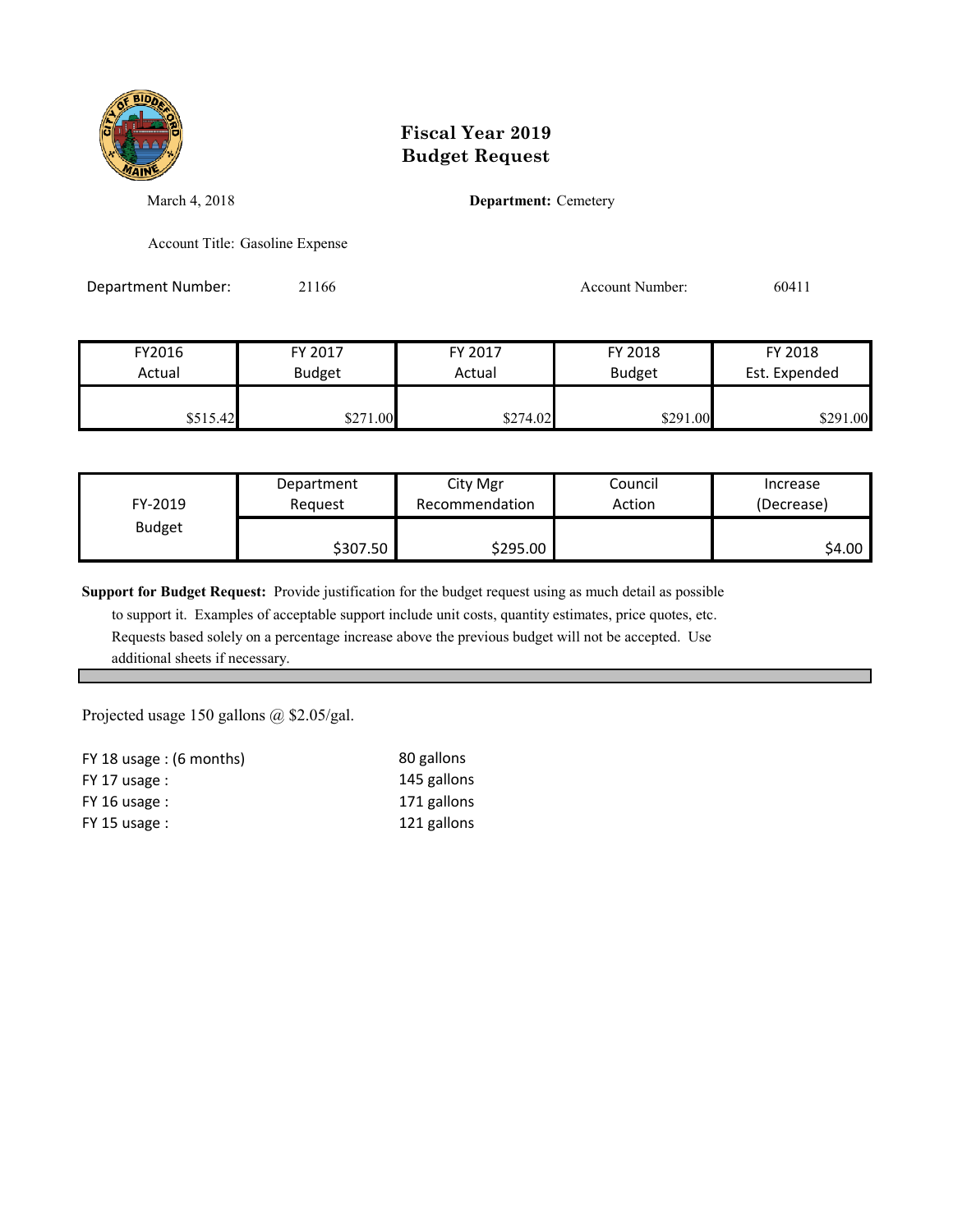# Fiscal Year 2019
# Budget Request

March 4, 2018

**Department:** Cemetery

Account Title: Gasoline Expense

Department Number: 21166

Account Number: 60411

| FY2016 Actual | FY 2017 Budget | FY 2017 Actual | FY 2018 Budget | FY 2018 Est. Expended |
|---|---|---|---|---|
| $515.42 | $271.00 | $274.02 | $291.00 | $291.00 |

| FY-2019 Budget | Department Request | City Mgr Recommendation | Council Action | Increase (Decrease) |
|---|---|---|---|---|
| | $307.50 | $295.00 | | $4.00 |

**Support for Budget Request:** Provide justification for the budget request using as much detail as possible to support it. Examples of acceptable support include unit costs, quantity estimates, price quotes, etc. Requests based solely on a percentage increase above the previous budget will not be accepted. Use additional sheets if necessary.

Projected usage 150 gallons @ $2.05/gal.

| | |
|---|---|
| FY 18 usage : (6 months) | 80 gallons |
| FY 17 usage : | 145 gallons |
| FY 16 usage : | 171 gallons |
| FY 15 usage : | 121 gallons |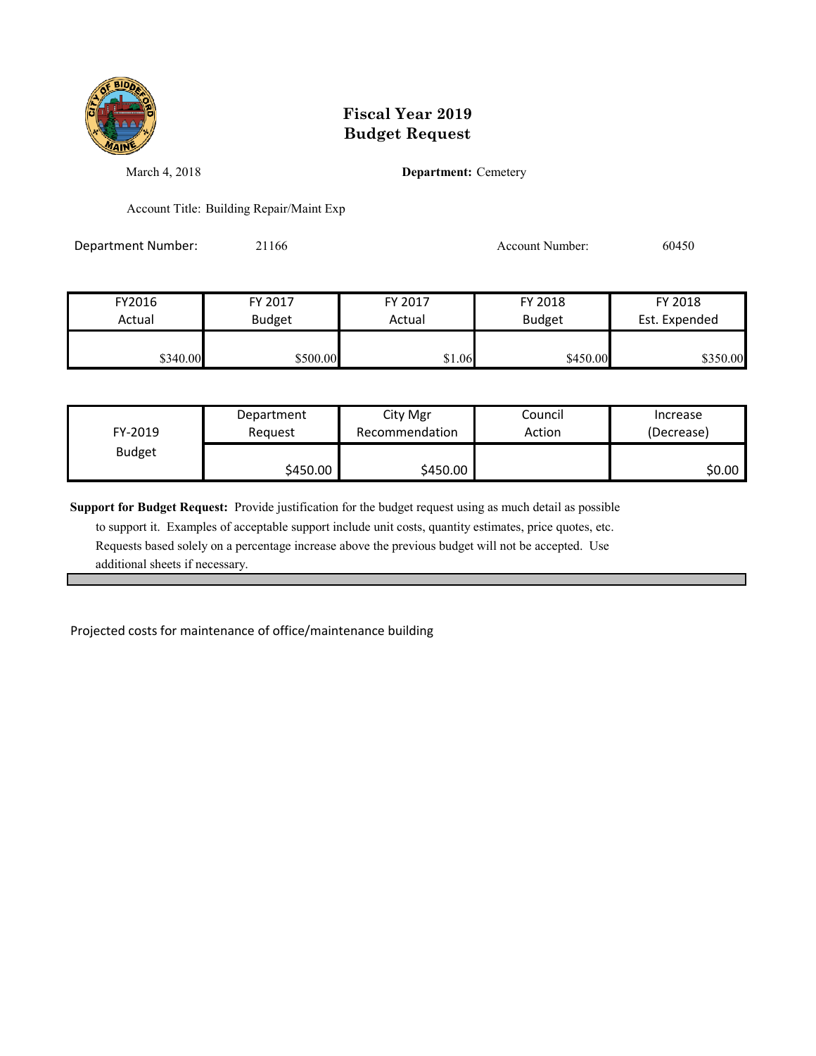# Fiscal Year 2019
# Budget Request

March 4, 2018

**Department:** Cemetery

Account Title: Building Repair/Maint Exp

Department Number: 21166

Account Number: 60450

| FY2016 Actual | FY 2017 Budget | FY 2017 Actual | FY 2018 Budget | FY 2018 Est. Expended |
|---|---|---|---|---|
| $340.00 | $500.00 | $1.06 | $450.00 | $350.00 |

| FY-2019 Budget | Department Request | City Mgr Recommendation | Council Action | Increase (Decrease) |
|---|---|---|---|---|
| | $450.00 | $450.00 | | $0.00 |

**Support for Budget Request:** Provide justification for the budget request using as much detail as possible to support it. Examples of acceptable support include unit costs, quantity estimates, price quotes, etc. Requests based solely on a percentage increase above the previous budget will not be accepted. Use additional sheets if necessary.

Projected costs for maintenance of office/maintenance building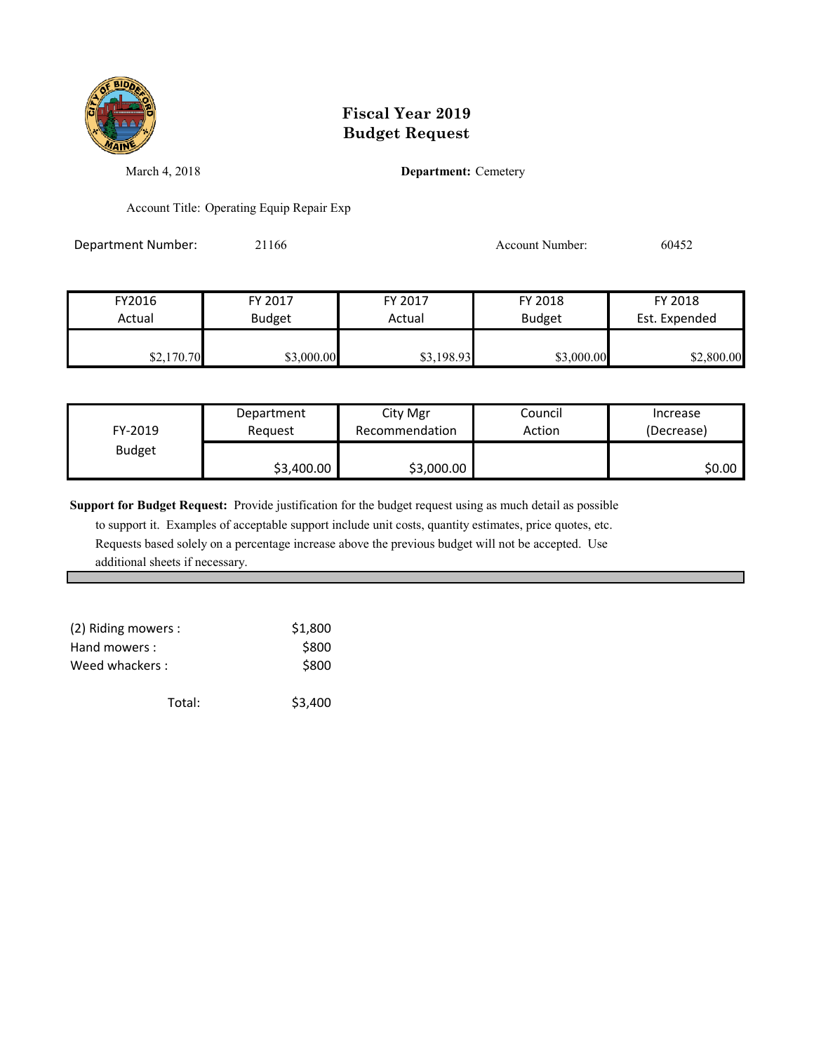# Fiscal Year 2019
# Budget Request

March 4, 2018

**Department:** Cemetery

Account Title: Operating Equip Repair Exp

Department Number: 21166

Account Number: 60452

| FY2016 Actual | FY 2017 Budget | FY 2017 Actual | FY 2018 Budget | FY 2018 Est. Expended |
|---|---|---|---|---|
| $2,170.70 | $3,000.00 | $3,198.93 | $3,000.00 | $2,800.00 |

| FY-2019 Budget | Department Request | City Mgr Recommendation | Council Action | Increase (Decrease) |
|---|---|---|---|---|
| | $3,400.00 | $3,000.00 | | $0.00 |

**Support for Budget Request:** Provide justification for the budget request using as much detail as possible to support it. Examples of acceptable support include unit costs, quantity estimates, price quotes, etc. Requests based solely on a percentage increase above the previous budget will not be accepted. Use additional sheets if necessary.

| | |
|---|---|
| (2) Riding mowers : | $1,800 |
| Hand mowers : | $800 |
| Weed whackers : | $800 |
| Total: | $3,400 |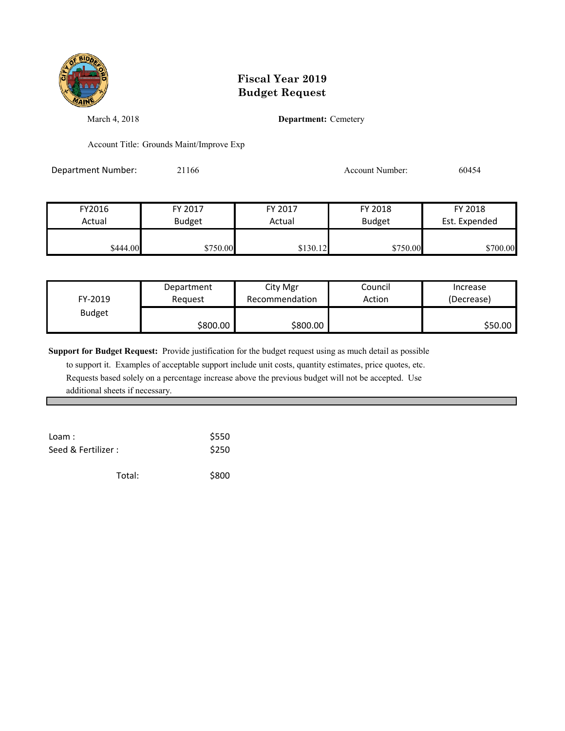# Fiscal Year 2019
# Budget Request

March 4, 2018

**Department:** Cemetery

Account Title: Grounds Maint/Improve Exp

Department Number: 21166

Account Number: 60454

| FY2016 Actual | FY 2017 Budget | FY 2017 Actual | FY 2018 Budget | FY 2018 Est. Expended |
|---|---|---|---|---|
| $444.00 | $750.00 | $130.12 | $750.00 | $700.00 |

| FY-2019 Budget | Department Request | City Mgr Recommendation | Council Action | Increase (Decrease) |
|---|---|---|---|---|
| | $800.00 | $800.00 | | $50.00 |

**Support for Budget Request:** Provide justification for the budget request using as much detail as possible to support it. Examples of acceptable support include unit costs, quantity estimates, price quotes, etc. Requests based solely on a percentage increase above the previous budget will not be accepted. Use additional sheets if necessary.

| | |
|---|---|
| Loam : | $550 |
| Seed & Fertilizer : | $250 |
| Total: | $800 |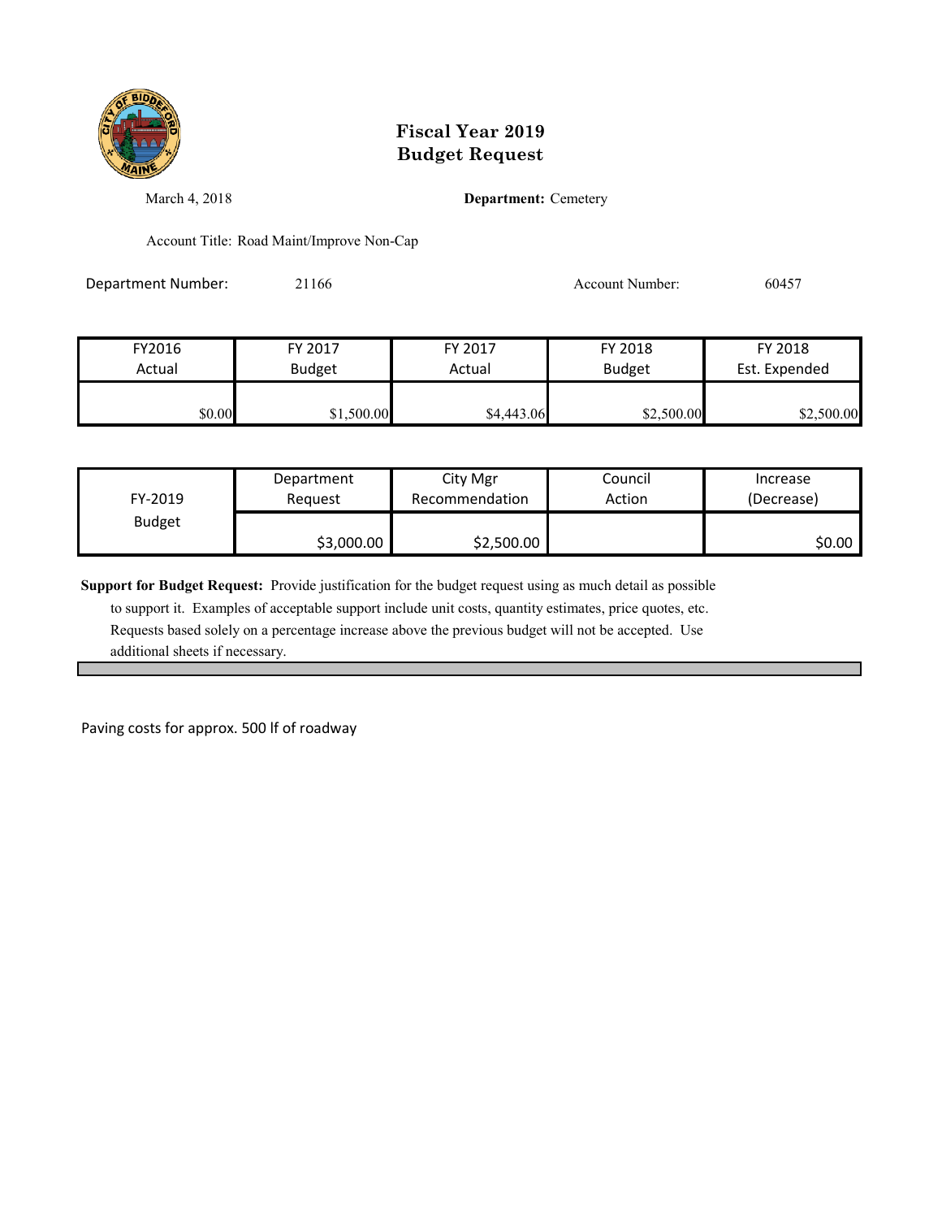# Fiscal Year 2019
# Budget Request

March 4, 2018

**Department:** Cemetery

Account Title: Road Maint/Improve Non-Cap

Department Number: 21166

Account Number: 60457

| FY2016 Actual | FY 2017 Budget | FY 2017 Actual | FY 2018 Budget | FY 2018 Est. Expended |
|---|---|---|---|---|
| $0.00 | $1,500.00 | $4,443.06 | $2,500.00 | $2,500.00 |

| FY-2019 Budget | Department Request | City Mgr Recommendation | Council Action | Increase (Decrease) |
|---|---|---|---|---|
| | $3,000.00 | $2,500.00 | | $0.00 |

**Support for Budget Request:** Provide justification for the budget request using as much detail as possible to support it. Examples of acceptable support include unit costs, quantity estimates, price quotes, etc. Requests based solely on a percentage increase above the previous budget will not be accepted. Use additional sheets if necessary.

Paving costs for approx. 500 lf of roadway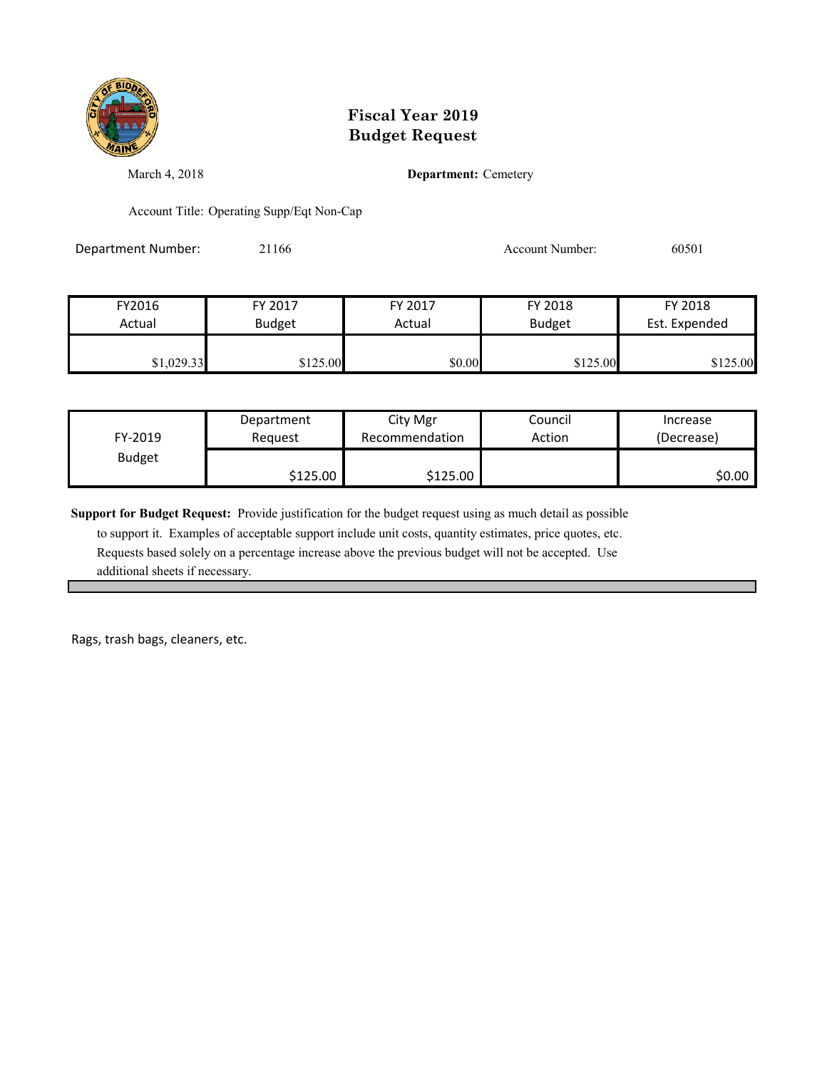# Fiscal Year 2019
# Budget Request

March 4, 2018

**Department:** Cemetery

Account Title: Operating Supp/Eqt Non-Cap

Department Number: 21166

Account Number: 60501

| FY2016 Actual | FY 2017 Budget | FY 2017 Actual | FY 2018 Budget | FY 2018 Est. Expended |
|---|---|---|---|---|
| $1,029.33 | $125.00 | $0.00 | $125.00 | $125.00 |

| FY-2019 Budget | Department Request | City Mgr Recommendation | Council Action | Increase (Decrease) |
|---|---|---|---|---|
| | $125.00 | $125.00 | | $0.00 |

**Support for Budget Request:** Provide justification for the budget request using as much detail as possible to support it. Examples of acceptable support include unit costs, quantity estimates, price quotes, etc. Requests based solely on a percentage increase above the previous budget will not be accepted. Use additional sheets if necessary.

Rags, trash bags, cleaners, etc.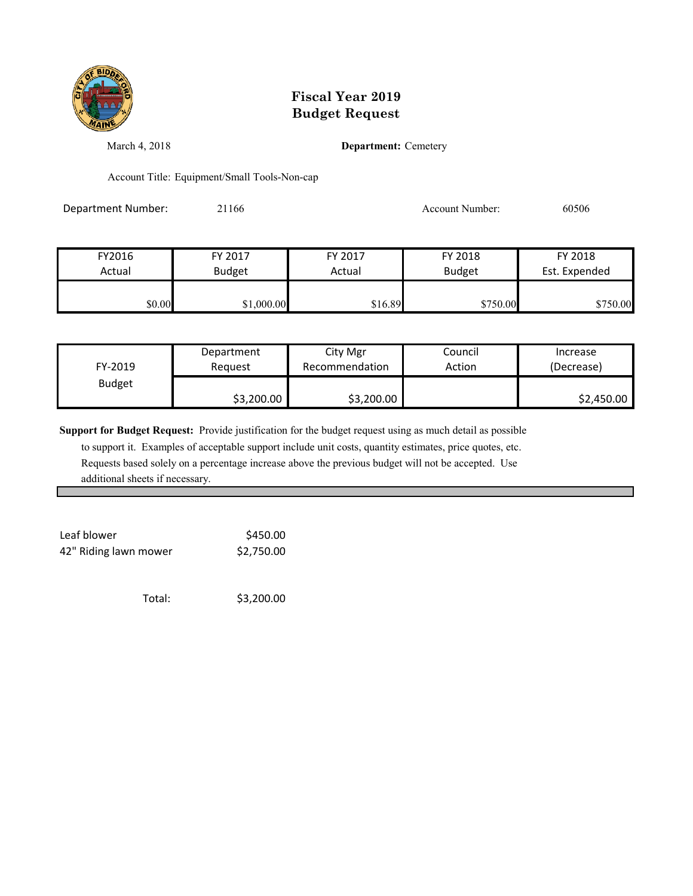# Fiscal Year 2019
# Budget Request

March 4, 2018

**Department:** Cemetery

Account Title: Equipment/Small Tools-Non-cap

Department Number: 21166

Account Number: 60506

| FY2016 Actual | FY 2017 Budget | FY 2017 Actual | FY 2018 Budget | FY 2018 Est. Expended |
|---|---|---|---|---|
| $0.00 | $1,000.00 | $16.89 | $750.00 | $750.00 |

| FY-2019 Budget | Department Request | City Mgr Recommendation | Council Action | Increase (Decrease) |
|---|---|---|---|---|
| | $3,200.00 | $3,200.00 | | $2,450.00 |

**Support for Budget Request:** Provide justification for the budget request using as much detail as possible to support it. Examples of acceptable support include unit costs, quantity estimates, price quotes, etc. Requests based solely on a percentage increase above the previous budget will not be accepted. Use additional sheets if necessary.

| | |
|---|---|
| Leaf blower | $450.00 |
| 42" Riding lawn mower | $2,750.00 |
| Total: | $3,200.00 |